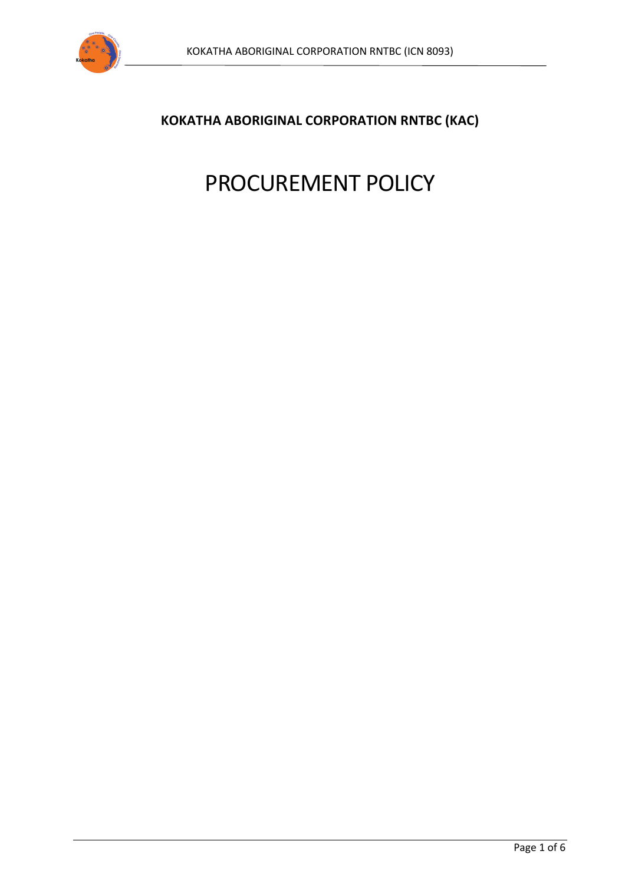**KOKATHA ABORIGINAL CORPORATION RNTBC (KAC)**

# PROCUREMENT POLICY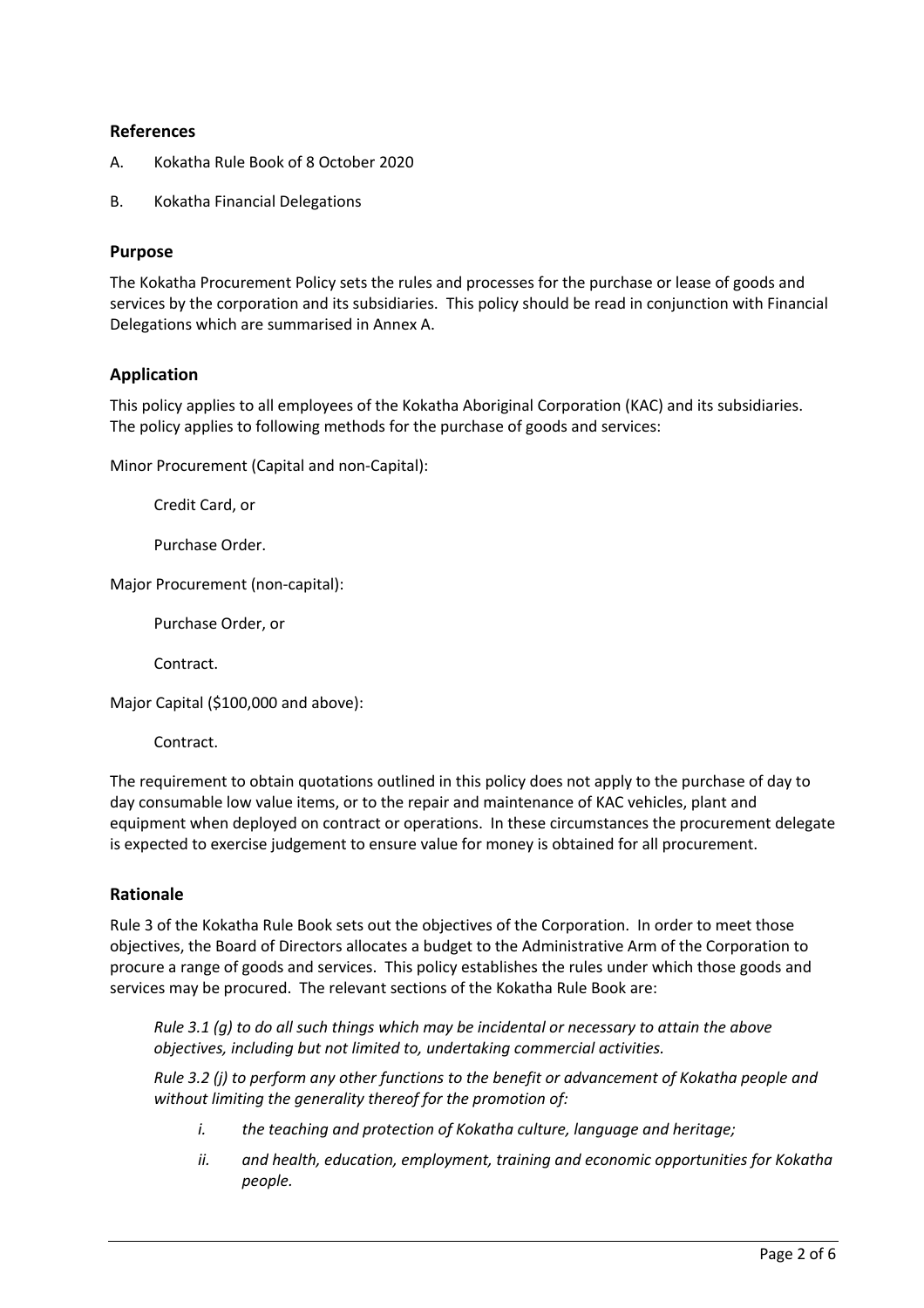## References

A. Kokatha Rule Book of 8 October 2020

B. Kokatha Financial Delegations

## Purpose

The Kokatha Procurement Policy sets the rules and processes for the purchase or lease of goods and services by the corporation and its subsidiaries. This policy should be read in conjunction with Financial Delegations which are summarised in Annex A.

## Application

This policy applies to all employees of the Kokatha Aboriginal Corporation (KAC) and its subsidiaries. The policy applies to following methods for the purchase of goods and services:

Minor Procurement (Capital and non-Capital):

> Credit Card, or
>
> Purchase Order.

Major Procurement (non-capital):

> Purchase Order, or
>
> Contract.

Major Capital ($100,000 and above):

> Contract.

The requirement to obtain quotations outlined in this policy does not apply to the purchase of day to day consumable low value items, or to the repair and maintenance of KAC vehicles, plant and equipment when deployed on contract or operations. In these circumstances the procurement delegate is expected to exercise judgement to ensure value for money is obtained for all procurement.

## Rationale

Rule 3 of the Kokatha Rule Book sets out the objectives of the Corporation. In order to meet those objectives, the Board of Directors allocates a budget to the Administrative Arm of the Corporation to procure a range of goods and services. This policy establishes the rules under which those goods and services may be procured. The relevant sections of the Kokatha Rule Book are:

> *Rule 3.1 (g) to do all such things which may be incidental or necessary to attain the above objectives, including but not limited to, undertaking commercial activities.*
>
> *Rule 3.2 (j) to perform any other functions to the benefit or advancement of Kokatha people and without limiting the generality thereof for the promotion of:*
>
> *i. the teaching and protection of Kokatha culture, language and heritage;*
>
> *ii. and health, education, employment, training and economic opportunities for Kokatha people.*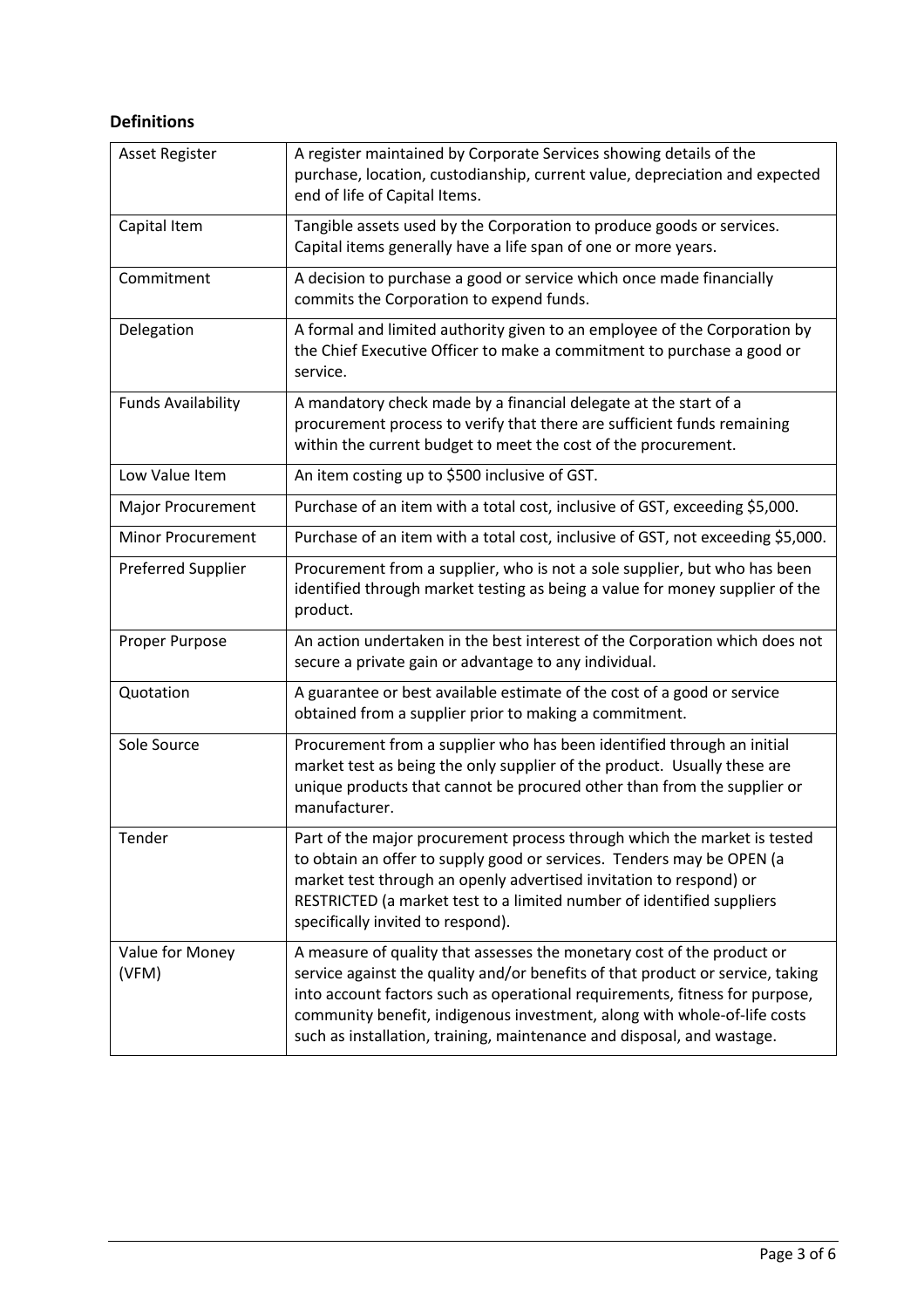## Definitions

| Term | Definition |
|---|---|
| Asset Register | A register maintained by Corporate Services showing details of the purchase, location, custodianship, current value, depreciation and expected end of life of Capital Items. |
| Capital Item | Tangible assets used by the Corporation to produce goods or services. Capital items generally have a life span of one or more years. |
| Commitment | A decision to purchase a good or service which once made financially commits the Corporation to expend funds. |
| Delegation | A formal and limited authority given to an employee of the Corporation by the Chief Executive Officer to make a commitment to purchase a good or service. |
| Funds Availability | A mandatory check made by a financial delegate at the start of a procurement process to verify that there are sufficient funds remaining within the current budget to meet the cost of the procurement. |
| Low Value Item | An item costing up to $500 inclusive of GST. |
| Major Procurement | Purchase of an item with a total cost, inclusive of GST, exceeding $5,000. |
| Minor Procurement | Purchase of an item with a total cost, inclusive of GST, not exceeding $5,000. |
| Preferred Supplier | Procurement from a supplier, who is not a sole supplier, but who has been identified through market testing as being a value for money supplier of the product. |
| Proper Purpose | An action undertaken in the best interest of the Corporation which does not secure a private gain or advantage to any individual. |
| Quotation | A guarantee or best available estimate of the cost of a good or service obtained from a supplier prior to making a commitment. |
| Sole Source | Procurement from a supplier who has been identified through an initial market test as being the only supplier of the product. Usually these are unique products that cannot be procured other than from the supplier or manufacturer. |
| Tender | Part of the major procurement process through which the market is tested to obtain an offer to supply good or services. Tenders may be OPEN (a market test through an openly advertised invitation to respond) or RESTRICTED (a market test to a limited number of identified suppliers specifically invited to respond). |
| Value for Money (VFM) | A measure of quality that assesses the monetary cost of the product or service against the quality and/or benefits of that product or service, taking into account factors such as operational requirements, fitness for purpose, community benefit, indigenous investment, along with whole-of-life costs such as installation, training, maintenance and disposal, and wastage. |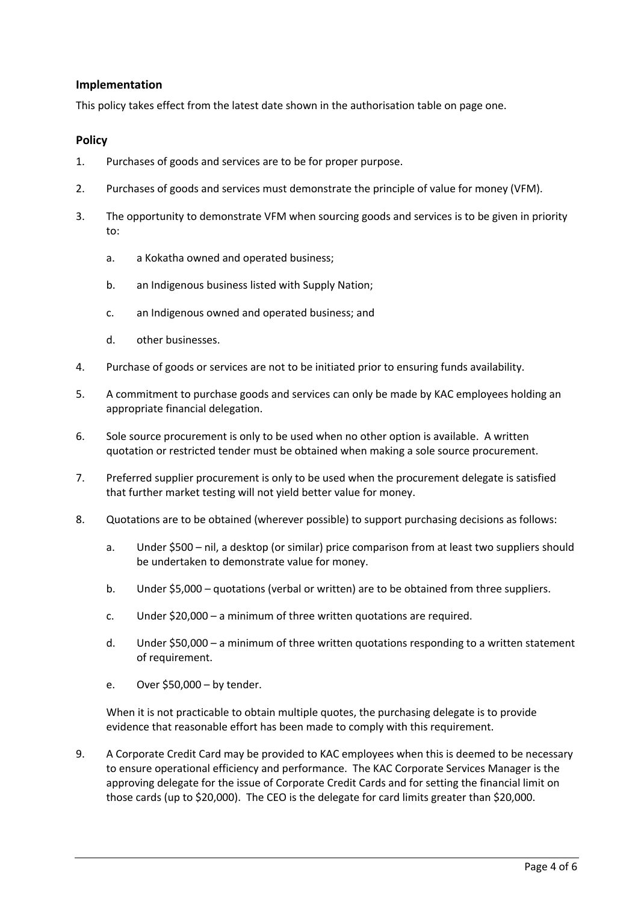## Implementation

This policy takes effect from the latest date shown in the authorisation table on page one.

## Policy

1. Purchases of goods and services are to be for proper purpose.

2. Purchases of goods and services must demonstrate the principle of value for money (VFM).

3. The opportunity to demonstrate VFM when sourcing goods and services is to be given in priority to:

   a. a Kokatha owned and operated business;

   b. an Indigenous business listed with Supply Nation;

   c. an Indigenous owned and operated business; and

   d. other businesses.

4. Purchase of goods or services are not to be initiated prior to ensuring funds availability.

5. A commitment to purchase goods and services can only be made by KAC employees holding an appropriate financial delegation.

6. Sole source procurement is only to be used when no other option is available. A written quotation or restricted tender must be obtained when making a sole source procurement.

7. Preferred supplier procurement is only to be used when the procurement delegate is satisfied that further market testing will not yield better value for money.

8. Quotations are to be obtained (wherever possible) to support purchasing decisions as follows:

   a. Under $500 – nil, a desktop (or similar) price comparison from at least two suppliers should be undertaken to demonstrate value for money.

   b. Under $5,000 – quotations (verbal or written) are to be obtained from three suppliers.

   c. Under $20,000 – a minimum of three written quotations are required.

   d. Under $50,000 – a minimum of three written quotations responding to a written statement of requirement.

   e. Over $50,000 – by tender.

   When it is not practicable to obtain multiple quotes, the purchasing delegate is to provide evidence that reasonable effort has been made to comply with this requirement.

9. A Corporate Credit Card may be provided to KAC employees when this is deemed to be necessary to ensure operational efficiency and performance. The KAC Corporate Services Manager is the approving delegate for the issue of Corporate Credit Cards and for setting the financial limit on those cards (up to $20,000). The CEO is the delegate for card limits greater than $20,000.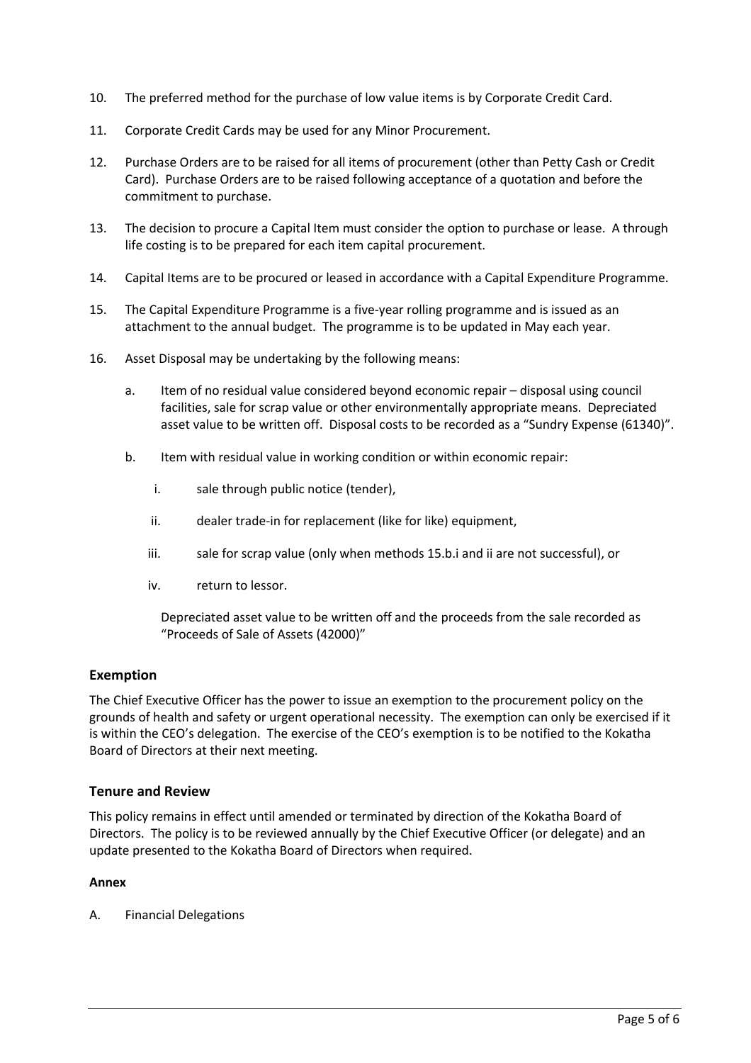10. The preferred method for the purchase of low value items is by Corporate Credit Card.

11. Corporate Credit Cards may be used for any Minor Procurement.

12. Purchase Orders are to be raised for all items of procurement (other than Petty Cash or Credit Card). Purchase Orders are to be raised following acceptance of a quotation and before the commitment to purchase.

13. The decision to procure a Capital Item must consider the option to purchase or lease. A through life costing is to be prepared for each item capital procurement.

14. Capital Items are to be procured or leased in accordance with a Capital Expenditure Programme.

15. The Capital Expenditure Programme is a five-year rolling programme and is issued as an attachment to the annual budget. The programme is to be updated in May each year.

16. Asset Disposal may be undertaking by the following means:

    a. Item of no residual value considered beyond economic repair – disposal using council facilities, sale for scrap value or other environmentally appropriate means. Depreciated asset value to be written off. Disposal costs to be recorded as a "Sundry Expense (61340)".

    b. Item with residual value in working condition or within economic repair:

       i. sale through public notice (tender),

       ii. dealer trade-in for replacement (like for like) equipment,

       iii. sale for scrap value (only when methods 15.b.i and ii are not successful), or

       iv. return to lessor.

       Depreciated asset value to be written off and the proceeds from the sale recorded as "Proceeds of Sale of Assets (42000)"

## Exemption

The Chief Executive Officer has the power to issue an exemption to the procurement policy on the grounds of health and safety or urgent operational necessity. The exemption can only be exercised if it is within the CEO's delegation. The exercise of the CEO's exemption is to be notified to the Kokatha Board of Directors at their next meeting.

## Tenure and Review

This policy remains in effect until amended or terminated by direction of the Kokatha Board of Directors. The policy is to be reviewed annually by the Chief Executive Officer (or delegate) and an update presented to the Kokatha Board of Directors when required.

**Annex**

A. Financial Delegations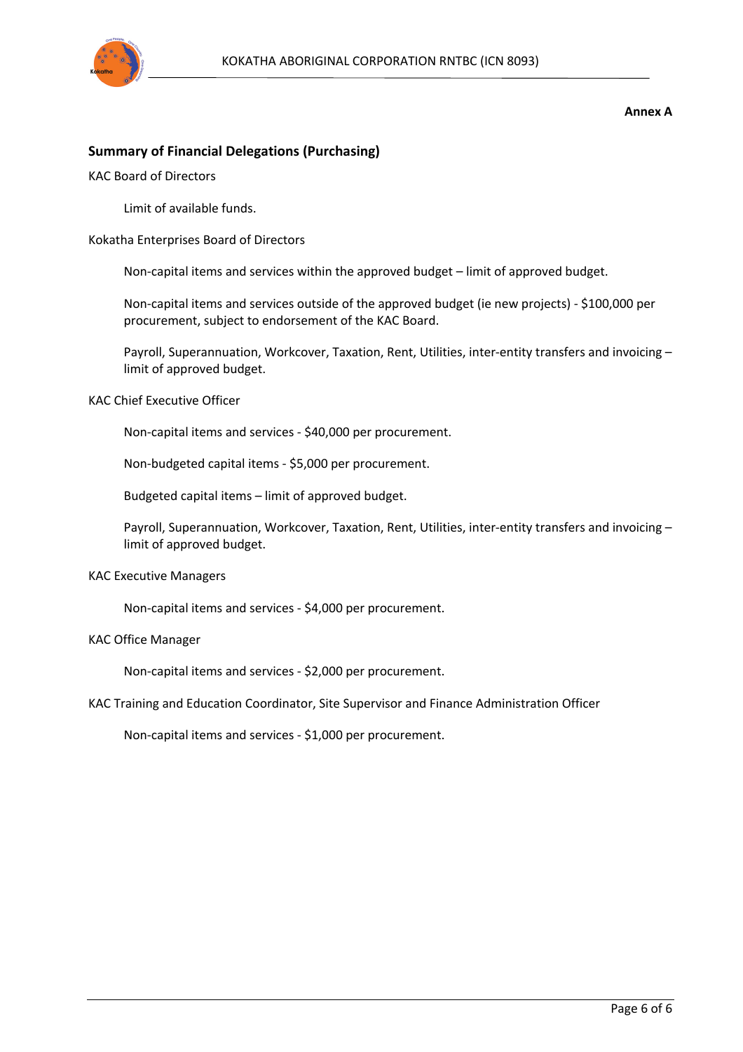**Annex A**

## Summary of Financial Delegations (Purchasing)

KAC Board of Directors

Limit of available funds.

Kokatha Enterprises Board of Directors

Non-capital items and services within the approved budget – limit of approved budget.

Non-capital items and services outside of the approved budget (ie new projects) - $100,000 per procurement, subject to endorsement of the KAC Board.

Payroll, Superannuation, Workcover, Taxation, Rent, Utilities, inter-entity transfers and invoicing – limit of approved budget.

KAC Chief Executive Officer

Non-capital items and services - $40,000 per procurement.

Non-budgeted capital items - $5,000 per procurement.

Budgeted capital items – limit of approved budget.

Payroll, Superannuation, Workcover, Taxation, Rent, Utilities, inter-entity transfers and invoicing – limit of approved budget.

KAC Executive Managers

Non-capital items and services - $4,000 per procurement.

KAC Office Manager

Non-capital items and services - $2,000 per procurement.

KAC Training and Education Coordinator, Site Supervisor and Finance Administration Officer

Non-capital items and services - $1,000 per procurement.